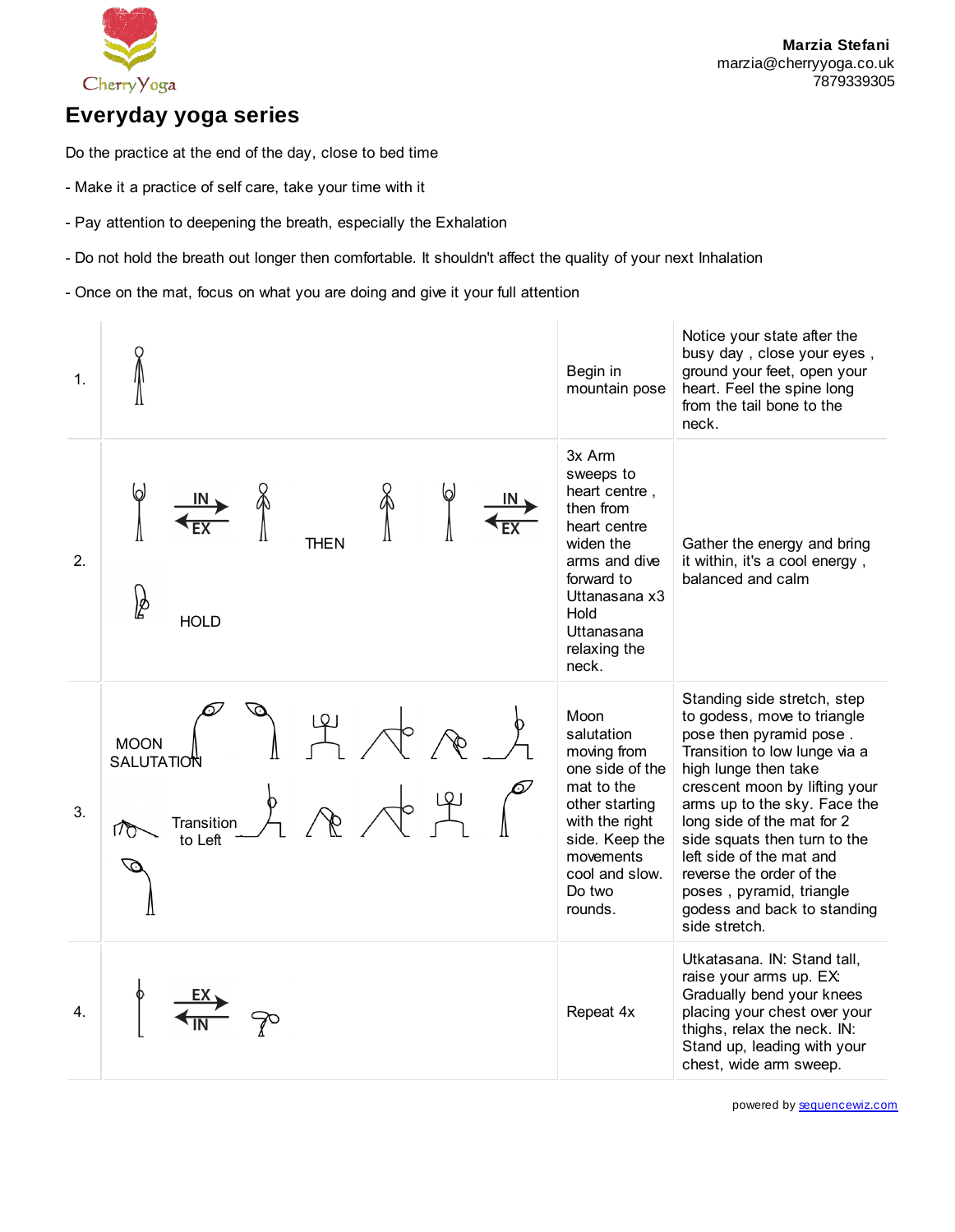CherryYoga

**Marzia Stefani**
marzia@cherryyoga.co.uk
7879339305

# Everyday yoga series

Do the practice at the end of the day, close to bed time

- Make it a practice of self care, take your time with it

- Pay attention to deepening the breath, especially the Exhalation

- Do not hold the breath out longer then comfortable. It shouldn't affect the quality of your next Inhalation

- Once on the mat, focus on what you are doing and give it your full attention

| | | | |
|---|---|---|---|
| 1. | | Begin in mountain pose | Notice your state after the busy day , close your eyes , ground your feet, open your heart. Feel the spine long from the tail bone to the neck. |
| 2. | IN / EX THEN IN / EX HOLD | 3x Arm sweeps to heart centre , then from heart centre widen the arms and dive forward to Uttanasana x3 Hold Uttanasana relaxing the neck. | Gather the energy and bring it within, it's a cool energy , balanced and calm |
| 3. | MOON SALUTATION Transition to Left | Moon salutation moving from one side of the mat to the other starting with the right side. Keep the movements cool and slow. Do two rounds. | Standing side stretch, step to godess, move to triangle pose then pyramid pose . Transition to low lunge via a high lunge then take crescent moon by lifting your arms up to the sky. Face the long side of the mat for 2 side squats then turn to the left side of the mat and reverse the order of the poses , pyramid, triangle godess and back to standing side stretch. |
| 4. | EX / IN | Repeat 4x | Utkatasana. IN: Stand tall, raise your arms up. EX: Gradually bend your knees placing your chest over your thighs, relax the neck. IN: Stand up, leading with your chest, wide arm sweep. |

powered by sequencewiz.com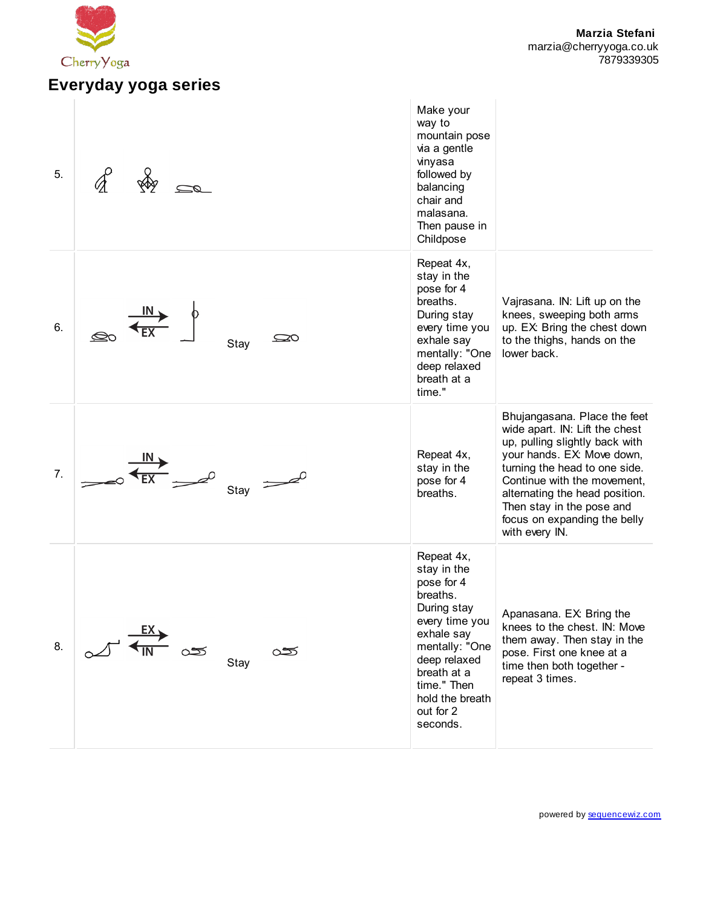# Everyday yoga series

| | | | |
|---|---|---|---|
| 5. | | Make your way to mountain pose via a gentle vinyasa followed by balancing chair and malasana. Then pause in Childpose | |
| 6. | IN → ← EX Stay | Repeat 4x, stay in the pose for 4 breaths. During stay every time you exhale say mentally: "One deep relaxed breath at a time." | Vajrasana. IN: Lift up on the knees, sweeping both arms up. EX: Bring the chest down to the thighs, hands on the lower back. |
| 7. | IN → ← EX Stay | Repeat 4x, stay in the pose for 4 breaths. | Bhujangasana. Place the feet wide apart. IN: Lift the chest up, pulling slightly back with your hands. EX: Move down, turning the head to one side. Continue with the movement, alternating the head position. Then stay in the pose and focus on expanding the belly with every IN. |
| 8. | EX → ← IN Stay | Repeat 4x, stay in the pose for 4 breaths. During stay every time you exhale say mentally: "One deep relaxed breath at a time." Then hold the breath out for 2 seconds. | Apanasana. EX: Bring the knees to the chest. IN: Move them away. Then stay in the pose. First one knee at a time then both together - repeat 3 times. |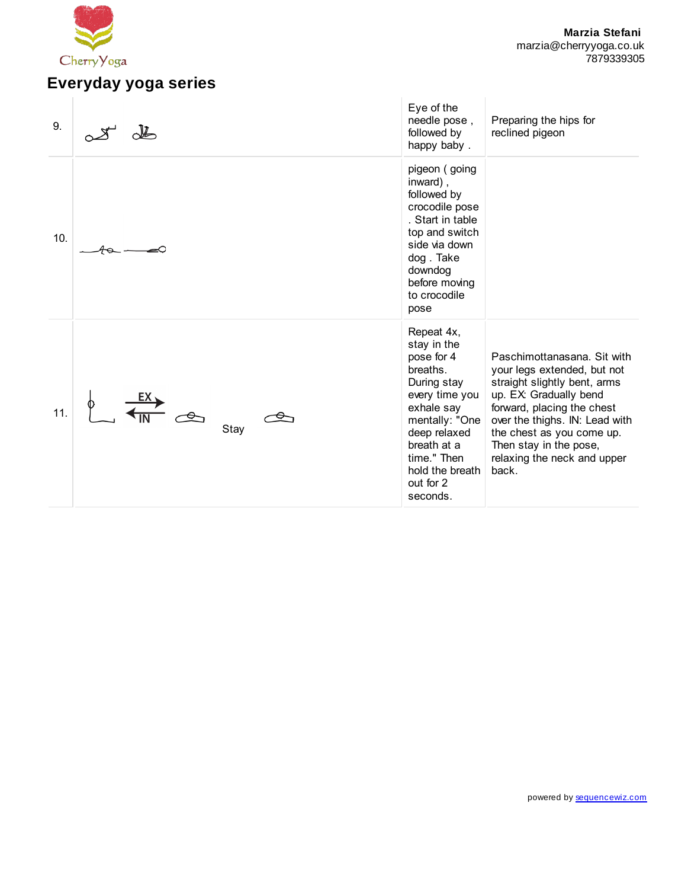# Everyday yoga series

| | | | |
|---|---|---|---|
| 9. | | Eye of the needle pose , followed by happy baby . | Preparing the hips for reclined pigeon |
| 10. | | pigeon ( going inward) , followed by crocodile pose . Start in table top and switch side via down dog . Take downdog before moving to crocodile pose | |
| 11. | EX IN Stay | Repeat 4x, stay in the pose for 4 breaths. During stay every time you exhale say mentally: "One deep relaxed breath at a time." Then hold the breath out for 2 seconds. | Paschimottanasana. Sit with your legs extended, but not straight slightly bent, arms up. EX: Gradually bend forward, placing the chest over the thighs. IN: Lead with the chest as you come up. Then stay in the pose, relaxing the neck and upper back. |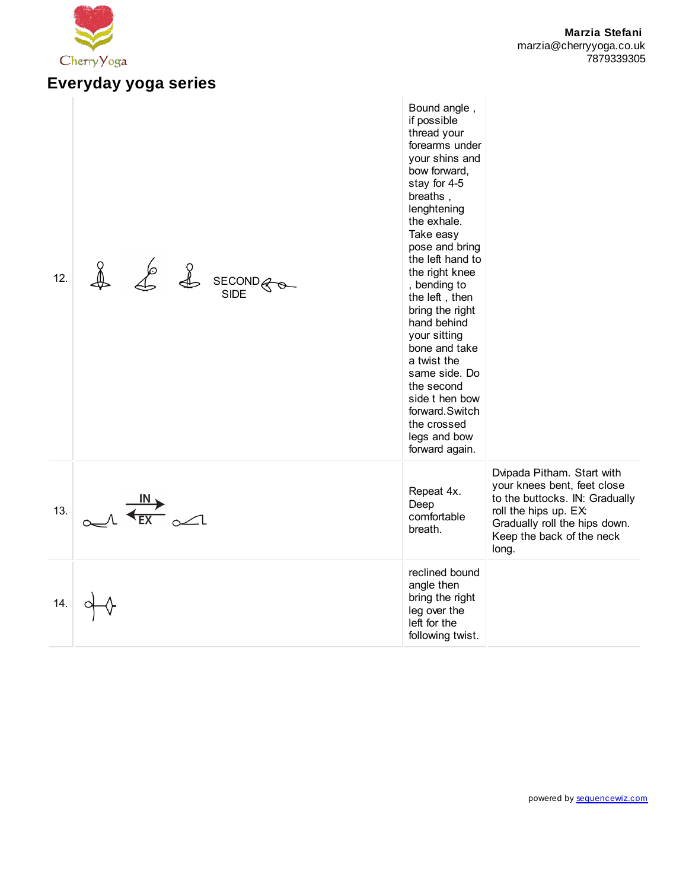**Marzia Stefani**
marzia@cherryyoga.co.uk
7879339305

# Everyday yoga series

| | | | |
|---|---|---|---|
| 12. | SECOND SIDE | Bound angle , if possible thread your forearms under your shins and bow forward, stay for 4-5 breaths , lenghtening the exhale. Take easy pose and bring the left hand to the right knee , bending to the left , then bring the right hand behind your sitting bone and take a twist the same side. Do the second side t hen bow forward.Switch the crossed legs and bow forward again. | |
| 13. | IN EX | Repeat 4x. Deep comfortable breath. | Dvipada Pitham. Start with your knees bent, feet close to the buttocks. IN: Gradually roll the hips up. EX: Gradually roll the hips down. Keep the back of the neck long. |
| 14. | | reclined bound angle then bring the right leg over the left for the following twist. | |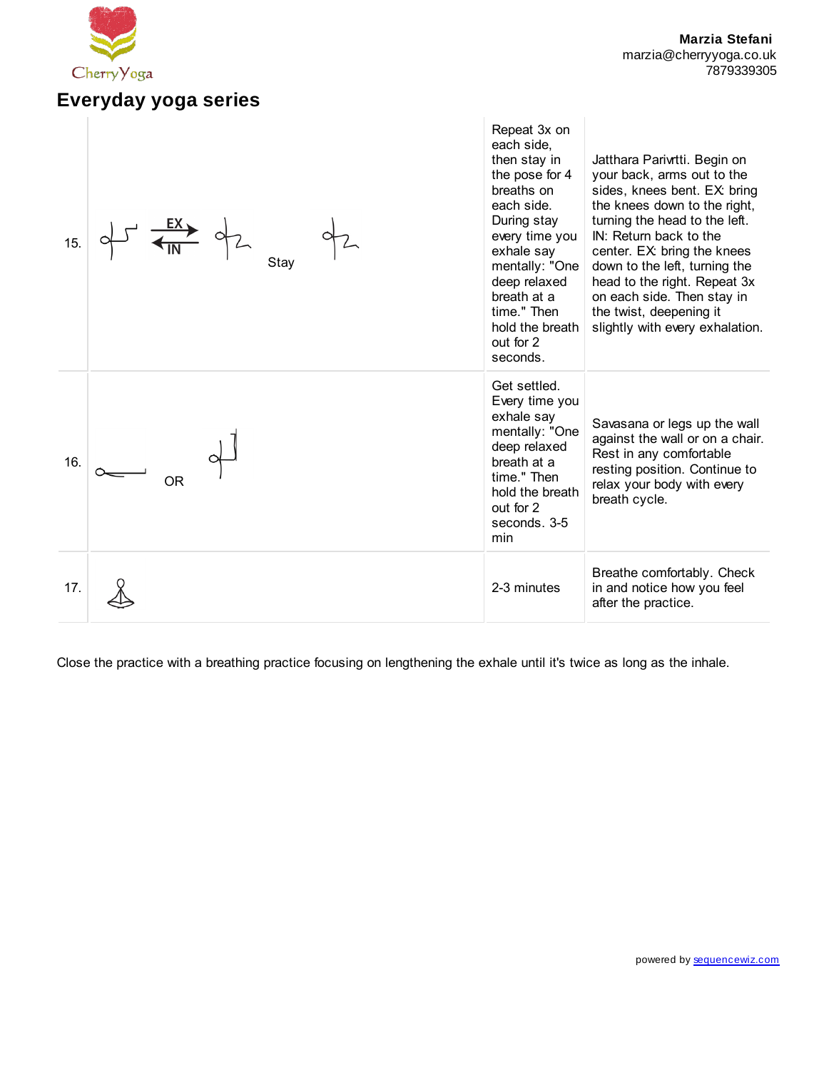## Everyday yoga series

| | | | |
|---|---|---|---|
| 15. | EX IN Stay | Repeat 3x on each side, then stay in the pose for 4 breaths on each side. During stay every time you exhale say mentally: "One deep relaxed breath at a time." Then hold the breath out for 2 seconds. | Jatthara Parivrtti. Begin on your back, arms out to the sides, knees bent. EX: bring the knees down to the right, turning the head to the left. IN: Return back to the center. EX: bring the knees down to the left, turning the head to the right. Repeat 3x on each side. Then stay in the twist, deepening it slightly with every exhalation. |
| 16. | OR | Get settled. Every time you exhale say mentally: "One deep relaxed breath at a time." Then hold the breath out for 2 seconds. 3-5 min | Savasana or legs up the wall against the wall or on a chair. Rest in any comfortable resting position. Continue to relax your body with every breath cycle. |
| 17. | | 2-3 minutes | Breathe comfortably. Check in and notice how you feel after the practice. |

Close the practice with a breathing practice focusing on lengthening the exhale until it's twice as long as the inhale.